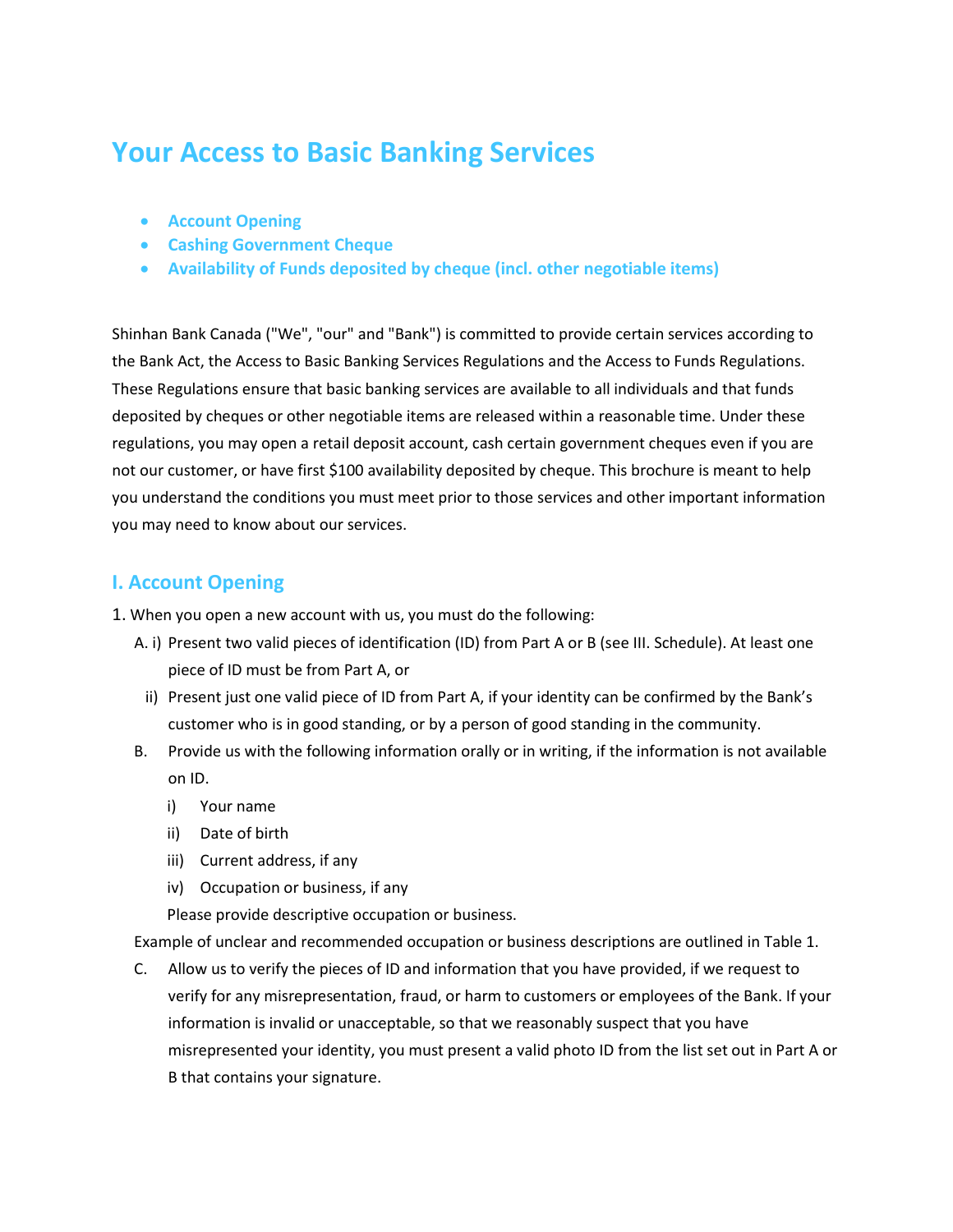# Your Access to Basic Banking Services

- **Account Opening**
- **Cashing Government Cheque**
- **Availability of Funds deposited by cheque (incl. other negotiable items)**

Shinhan Bank Canada ("We", "our" and "Bank") is committed to provide certain services according to the Bank Act, the Access to Basic Banking Services Regulations and the Access to Funds Regulations. These Regulations ensure that basic banking services are available to all individuals and that funds deposited by cheques or other negotiable items are released within a reasonable time. Under these regulations, you may open a retail deposit account, cash certain government cheques even if you are not our customer, or have first $100 availability deposited by cheque. This brochure is meant to help you understand the conditions you must meet prior to those services and other important information you may need to know about our services.

## I. Account Opening

1. When you open a new account with us, you must do the following:

   A. i) Present two valid pieces of identification (ID) from Part A or B (see III. Schedule). At least one piece of ID must be from Part A, or

   ii) Present just one valid piece of ID from Part A, if your identity can be confirmed by the Bank's customer who is in good standing, or by a person of good standing in the community.

   B. Provide us with the following information orally or in writing, if the information is not available on ID.

      i) Your name
      ii) Date of birth
      iii) Current address, if any
      iv) Occupation or business, if any

      Please provide descriptive occupation or business.

   Example of unclear and recommended occupation or business descriptions are outlined in Table 1.

   C. Allow us to verify the pieces of ID and information that you have provided, if we request to verify for any misrepresentation, fraud, or harm to customers or employees of the Bank. If your information is invalid or unacceptable, so that we reasonably suspect that you have misrepresented your identity, you must present a valid photo ID from the list set out in Part A or B that contains your signature.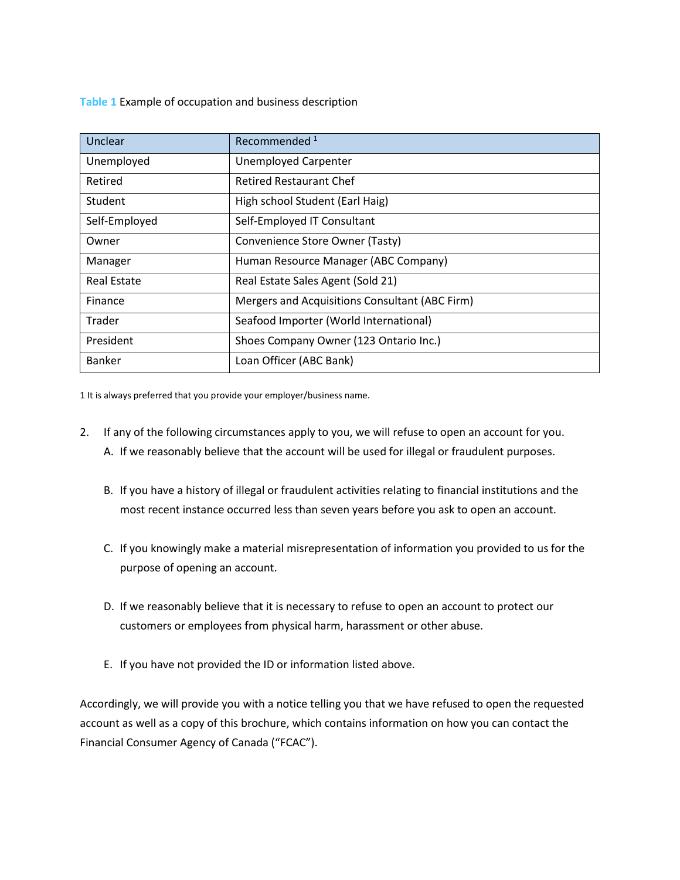**Table 1** Example of occupation and business description

| Unclear | Recommended [1] |
|---|---|
| Unemployed | Unemployed Carpenter |
| Retired | Retired Restaurant Chef |
| Student | High school Student (Earl Haig) |
| Self-Employed | Self-Employed IT Consultant |
| Owner | Convenience Store Owner (Tasty) |
| Manager | Human Resource Manager (ABC Company) |
| Real Estate | Real Estate Sales Agent (Sold 21) |
| Finance | Mergers and Acquisitions Consultant (ABC Firm) |
| Trader | Seafood Importer (World International) |
| President | Shoes Company Owner (123 Ontario Inc.) |
| Banker | Loan Officer (ABC Bank) |

1 It is always preferred that you provide your employer/business name.

2. If any of the following circumstances apply to you, we will refuse to open an account for you.
   A. If we reasonably believe that the account will be used for illegal or fraudulent purposes.
   B. If you have a history of illegal or fraudulent activities relating to financial institutions and the most recent instance occurred less than seven years before you ask to open an account.
   C. If you knowingly make a material misrepresentation of information you provided to us for the purpose of opening an account.
   D. If we reasonably believe that it is necessary to refuse to open an account to protect our customers or employees from physical harm, harassment or other abuse.
   E. If you have not provided the ID or information listed above.

Accordingly, we will provide you with a notice telling you that we have refused to open the requested account as well as a copy of this brochure, which contains information on how you can contact the Financial Consumer Agency of Canada ("FCAC").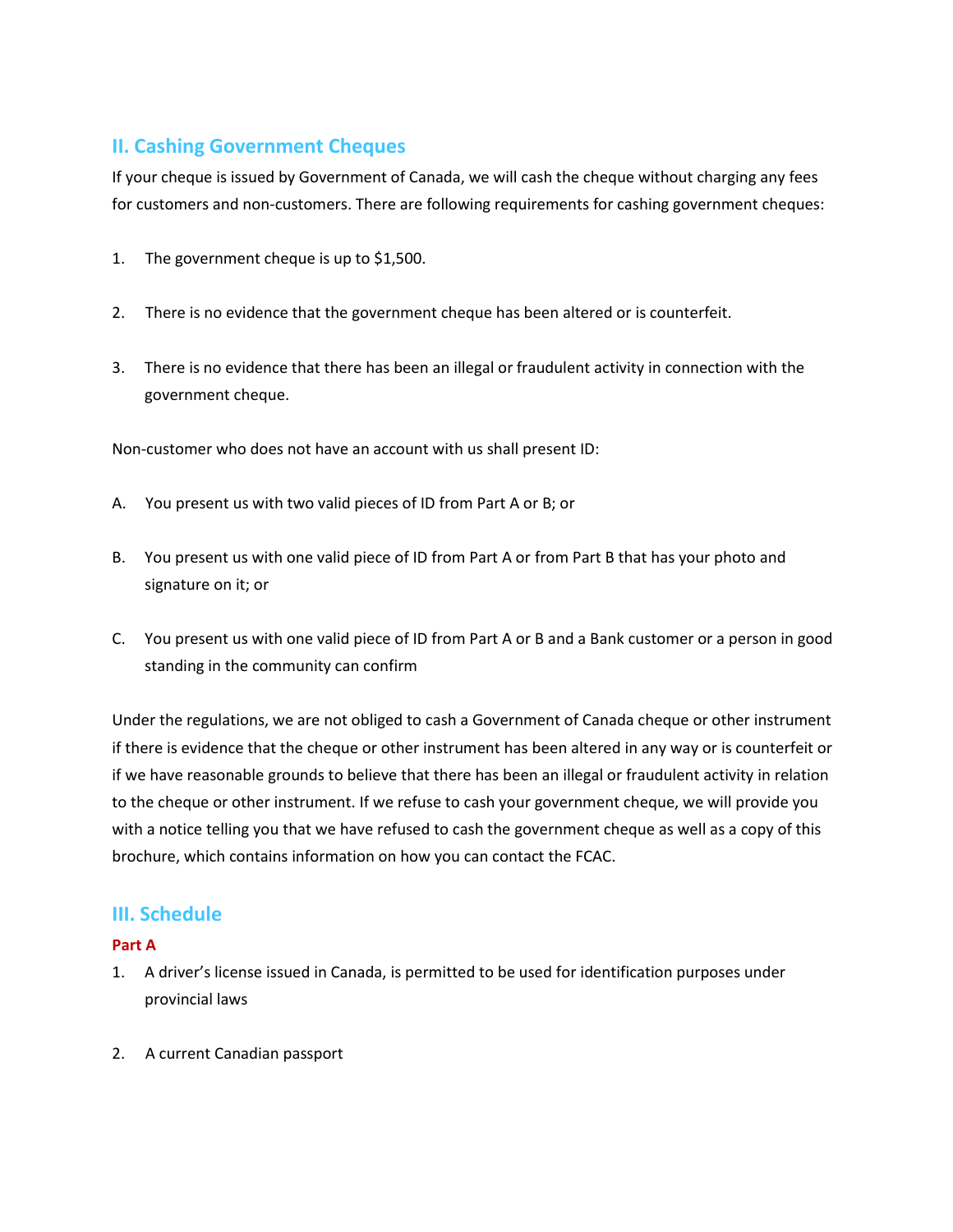## II. Cashing Government Cheques

If your cheque is issued by Government of Canada, we will cash the cheque without charging any fees for customers and non-customers. There are following requirements for cashing government cheques:

1. The government cheque is up to $1,500.

2. There is no evidence that the government cheque has been altered or is counterfeit.

3. There is no evidence that there has been an illegal or fraudulent activity in connection with the government cheque.

Non-customer who does not have an account with us shall present ID:

A. You present us with two valid pieces of ID from Part A or B; or

B. You present us with one valid piece of ID from Part A or from Part B that has your photo and signature on it; or

C. You present us with one valid piece of ID from Part A or B and a Bank customer or a person in good standing in the community can confirm

Under the regulations, we are not obliged to cash a Government of Canada cheque or other instrument if there is evidence that the cheque or other instrument has been altered in any way or is counterfeit or if we have reasonable grounds to believe that there has been an illegal or fraudulent activity in relation to the cheque or other instrument. If we refuse to cash your government cheque, we will provide you with a notice telling you that we have refused to cash the government cheque as well as a copy of this brochure, which contains information on how you can contact the FCAC.

## III. Schedule

### Part A

1. A driver's license issued in Canada, is permitted to be used for identification purposes under provincial laws

2. A current Canadian passport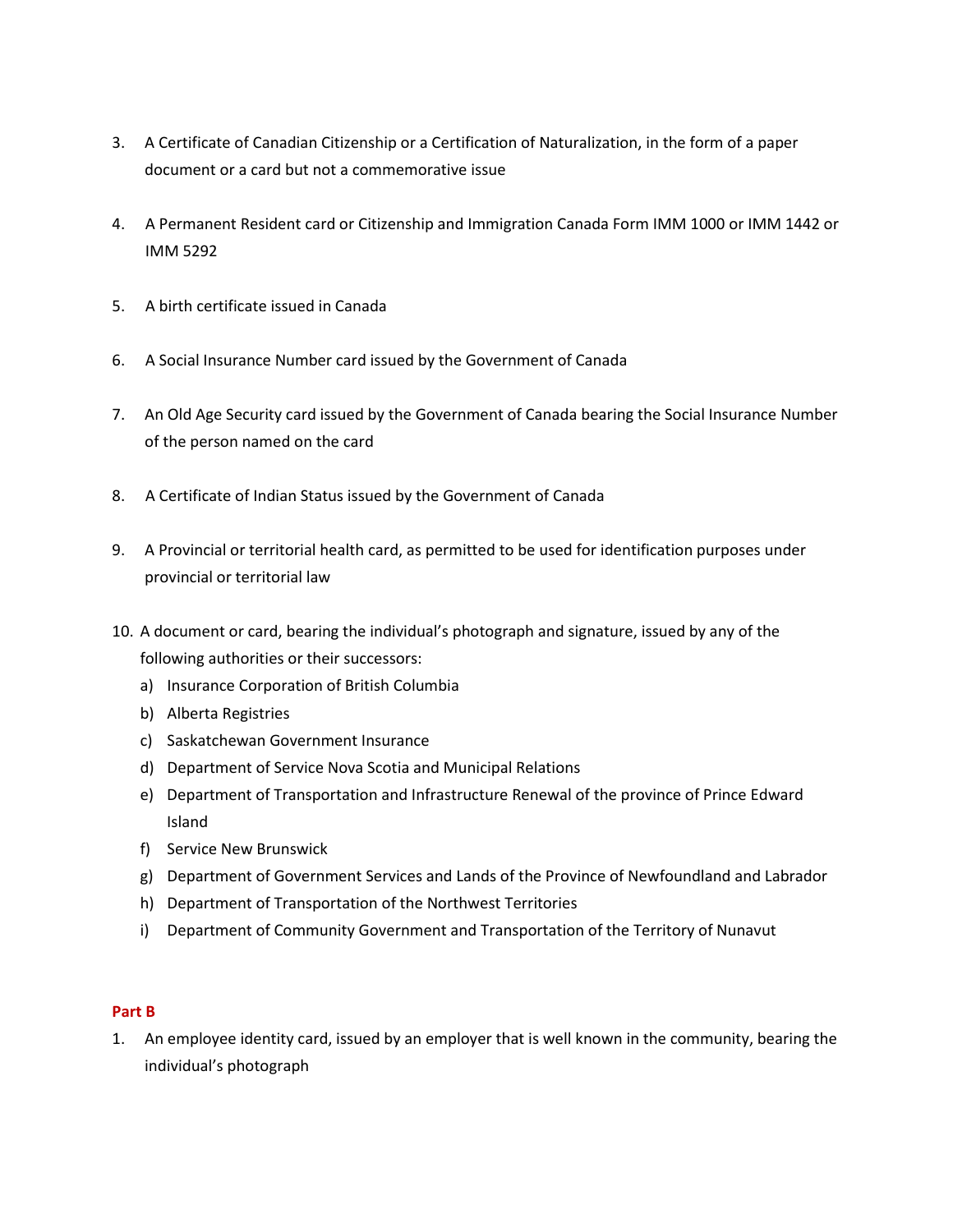3. A Certificate of Canadian Citizenship or a Certification of Naturalization, in the form of a paper document or a card but not a commemorative issue

4. A Permanent Resident card or Citizenship and Immigration Canada Form IMM 1000 or IMM 1442 or IMM 5292

5. A birth certificate issued in Canada

6. A Social Insurance Number card issued by the Government of Canada

7. An Old Age Security card issued by the Government of Canada bearing the Social Insurance Number of the person named on the card

8. A Certificate of Indian Status issued by the Government of Canada

9. A Provincial or territorial health card, as permitted to be used for identification purposes under provincial or territorial law

10. A document or card, bearing the individual's photograph and signature, issued by any of the following authorities or their successors:
    a) Insurance Corporation of British Columbia
    b) Alberta Registries
    c) Saskatchewan Government Insurance
    d) Department of Service Nova Scotia and Municipal Relations
    e) Department of Transportation and Infrastructure Renewal of the province of Prince Edward Island
    f) Service New Brunswick
    g) Department of Government Services and Lands of the Province of Newfoundland and Labrador
    h) Department of Transportation of the Northwest Territories
    i) Department of Community Government and Transportation of the Territory of Nunavut

**Part B**

1. An employee identity card, issued by an employer that is well known in the community, bearing the individual's photograph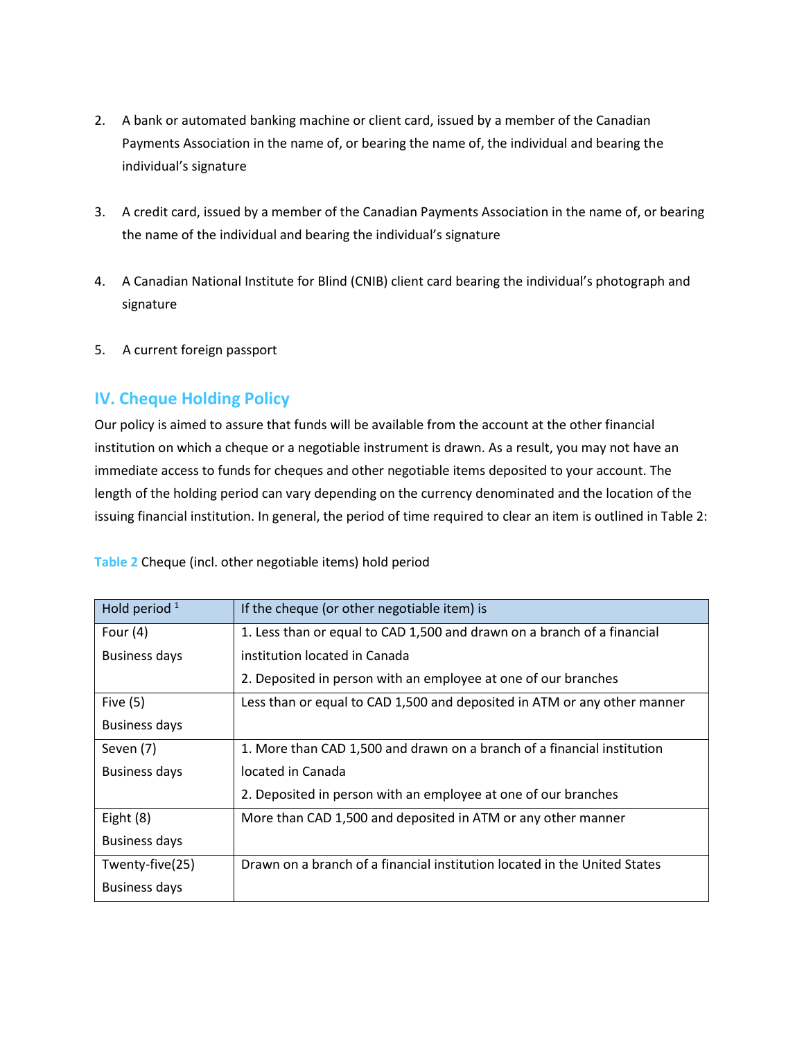2. A bank or automated banking machine or client card, issued by a member of the Canadian Payments Association in the name of, or bearing the name of, the individual and bearing the individual's signature

3. A credit card, issued by a member of the Canadian Payments Association in the name of, or bearing the name of the individual and bearing the individual's signature

4. A Canadian National Institute for Blind (CNIB) client card bearing the individual's photograph and signature

5. A current foreign passport

## IV. Cheque Holding Policy

Our policy is aimed to assure that funds will be available from the account at the other financial institution on which a cheque or a negotiable instrument is drawn. As a result, you may not have an immediate access to funds for cheques and other negotiable items deposited to your account. The length of the holding period can vary depending on the currency denominated and the location of the issuing financial institution. In general, the period of time required to clear an item is outlined in Table 2:

**Table 2** Cheque (incl. other negotiable items) hold period

| Hold period [1] | If the cheque (or other negotiable item) is |
|---|---|
| Four (4) Business days | 1. Less than or equal to CAD 1,500 and drawn on a branch of a financial institution located in Canada<br>2. Deposited in person with an employee at one of our branches |
| Five (5) Business days | Less than or equal to CAD 1,500 and deposited in ATM or any other manner |
| Seven (7) Business days | 1. More than CAD 1,500 and drawn on a branch of a financial institution located in Canada<br>2. Deposited in person with an employee at one of our branches |
| Eight (8) Business days | More than CAD 1,500 and deposited in ATM or any other manner |
| Twenty-five(25) Business days | Drawn on a branch of a financial institution located in the United States |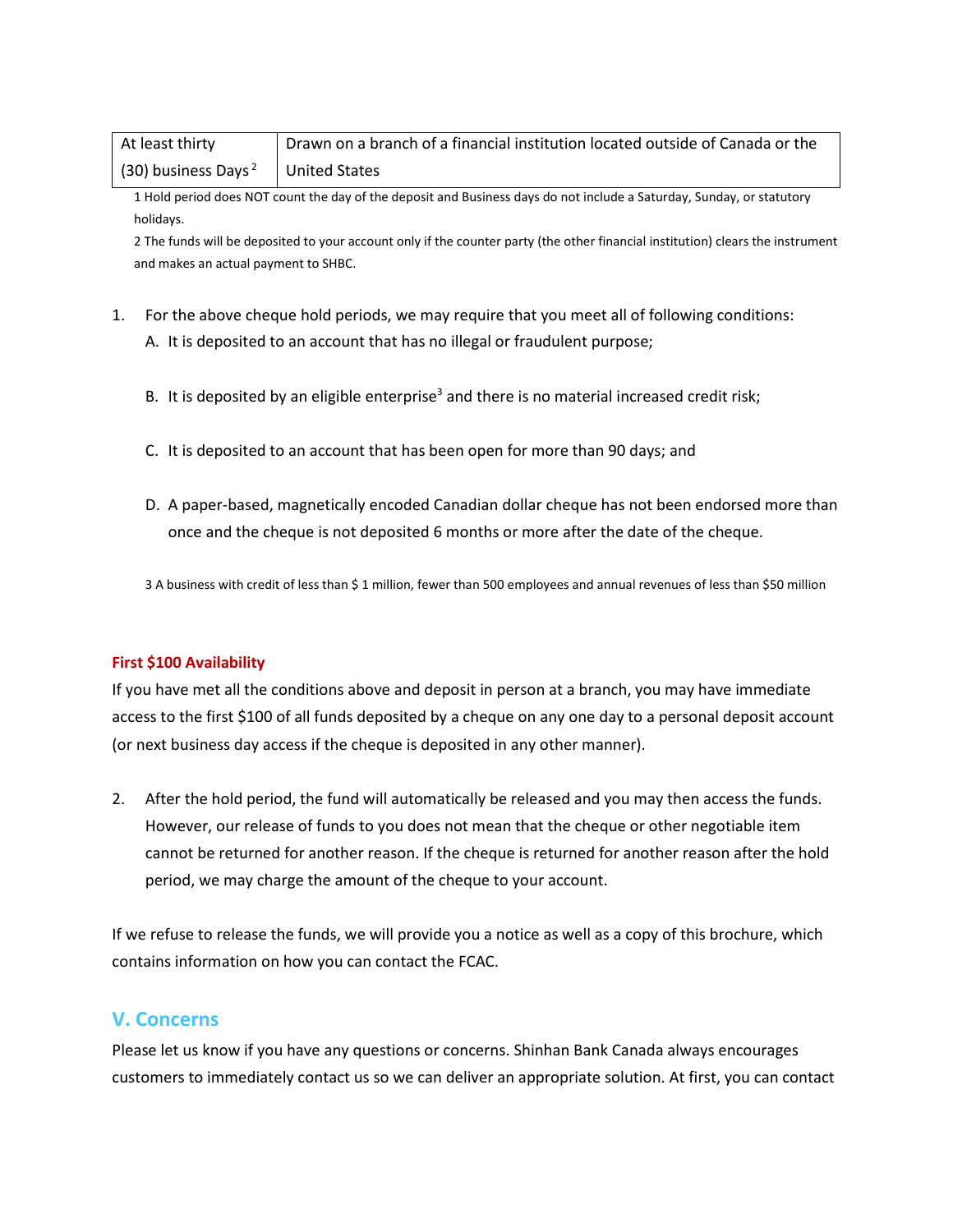| At least thirty (30) business Days [2] | Drawn on a branch of a financial institution located outside of Canada or the United States |
|---|---|

1 Hold period does NOT count the day of the deposit and Business days do not include a Saturday, Sunday, or statutory holidays.

2 The funds will be deposited to your account only if the counter party (the other financial institution) clears the instrument and makes an actual payment to SHBC.

1. For the above cheque hold periods, we may require that you meet all of following conditions:
   A. It is deposited to an account that has no illegal or fraudulent purpose;

   B. It is deposited by an eligible enterprise[3] and there is no material increased credit risk;

   C. It is deposited to an account that has been open for more than 90 days; and

   D. A paper-based, magnetically encoded Canadian dollar cheque has not been endorsed more than once and the cheque is not deposited 6 months or more after the date of the cheque.

3 A business with credit of less than $ 1 million, fewer than 500 employees and annual revenues of less than $50 million

**First $100 Availability**

If you have met all the conditions above and deposit in person at a branch, you may have immediate access to the first $100 of all funds deposited by a cheque on any one day to a personal deposit account (or next business day access if the cheque is deposited in any other manner).

2. After the hold period, the fund will automatically be released and you may then access the funds. However, our release of funds to you does not mean that the cheque or other negotiable item cannot be returned for another reason. If the cheque is returned for another reason after the hold period, we may charge the amount of the cheque to your account.

If we refuse to release the funds, we will provide you a notice as well as a copy of this brochure, which contains information on how you can contact the FCAC.

## V. Concerns

Please let us know if you have any questions or concerns. Shinhan Bank Canada always encourages customers to immediately contact us so we can deliver an appropriate solution. At first, you can contact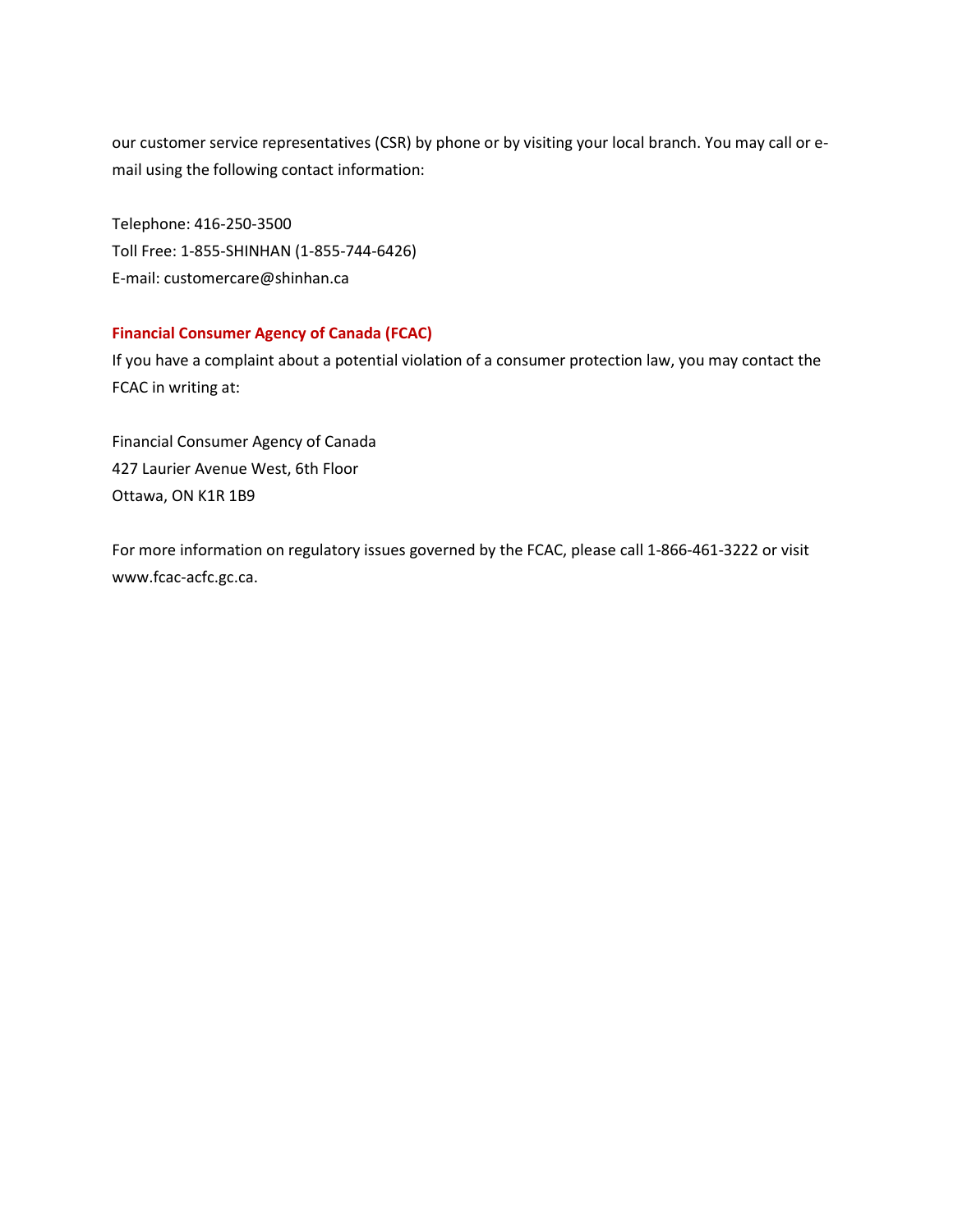our customer service representatives (CSR) by phone or by visiting your local branch. You may call or e-mail using the following contact information:

Telephone: 416-250-3500
Toll Free: 1-855-SHINHAN (1-855-744-6426)
E-mail: customercare@shinhan.ca

**Financial Consumer Agency of Canada (FCAC)**

If you have a complaint about a potential violation of a consumer protection law, you may contact the FCAC in writing at:

Financial Consumer Agency of Canada
427 Laurier Avenue West, 6th Floor
Ottawa, ON K1R 1B9

For more information on regulatory issues governed by the FCAC, please call 1-866-461-3222 or visit www.fcac-acfc.gc.ca.